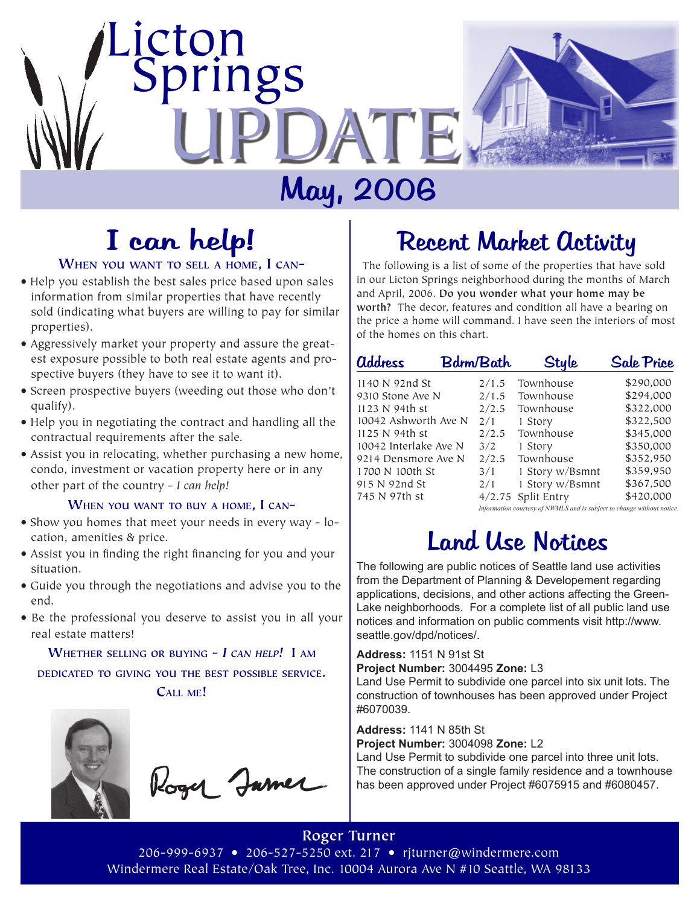# Licton Springs UPDATE

## May, 2006

## I can help!

### When you want to sell a home, I can-

- Help you establish the best sales price based upon sales information from similar properties that have recently sold (indicating what buyers are willing to pay for similar properties).
- Aggressively market your property and assure the greatest exposure possible to both real estate agents and prospective buyers (they have to see it to want it).
- Screen prospective buyers (weeding out those who don't qualify).
- Help you in negotiating the contract and handling all the contractual requirements after the sale.
- Assist you in relocating, whether purchasing a new home, condo, investment or vacation property here or in any other part of the country - *I can help!*

### When you want to buy a home, I can-

- Show you homes that meet your needs in every way - location, amenities & price.
- Assist you in finding the right financing for you and your situation.
- Guide you through the negotiations and advise you to the end.
- Be the professional you deserve to assist you in all your real estate matters!

**Whether selling or buying - *I can help!* I am dedicated to giving you the best possible service. Call me!**

Roger Turner

## Recent Market Activity

The following is a list of some of the properties that have sold in our Licton Springs neighborhood during the months of March and April, 2006. **Do you wonder what your home may be worth?** The decor, features and condition all have a bearing on the price a home will command. I have seen the interiors of most of the homes on this chart.

| Address | Bdrm/Bath | Style | Sale Price |
|---|---|---|---|
| 1140 N 92nd St | 2/1.5 | Townhouse | $290,000 |
| 9310 Stone Ave N | 2/1.5 | Townhouse | $294,000 |
| 1123 N 94th st | 2/2.5 | Townhouse | $322,000 |
| 10042 Ashworth Ave N | 2/1 | 1 Story | $322,500 |
| 1125 N 94th st | 2/2.5 | Townhouse | $345,000 |
| 10042 Interlake Ave N | 3/2 | 1 Story | $350,000 |
| 9214 Densmore Ave N | 2/2.5 | Townhouse | $352,950 |
| 1700 N 100th St | 3/1 | 1 Story w/Bsmnt | $359,950 |
| 915 N 92nd St | 2/1 | 1 Story w/Bsmnt | $367,500 |
| 745 N 97th st | 4/2.75 | Split Entry | $420,000 |

*Information courtesy of NWMLS and is subject to change without notice.*

## Land Use Notices

The following are public notices of Seattle land use activities from the Department of Planning & Developement regarding applications, decisions, and other actions affecting the Green-Lake neighborhoods. For a complete list of all public land use notices and information on public comments visit http://www.seattle.gov/dpd/notices/.

**Address:** 1151 N 91st St
**Project Number:** 3004495 **Zone:** L3
Land Use Permit to subdivide one parcel into six unit lots. The construction of townhouses has been approved under Project #6070039.

**Address:** 1141 N 85th St
**Project Number:** 3004098 **Zone:** L2
Land Use Permit to subdivide one parcel into three unit lots. The construction of a single family residence and a townhouse has been approved under Project #6075915 and #6080457.

**Roger Turner**
206-999-6937 • 206-527-5250 ext. 217 • rjturner@windermere.com
Windermere Real Estate/Oak Tree, Inc. 10004 Aurora Ave N #10 Seattle, WA 98133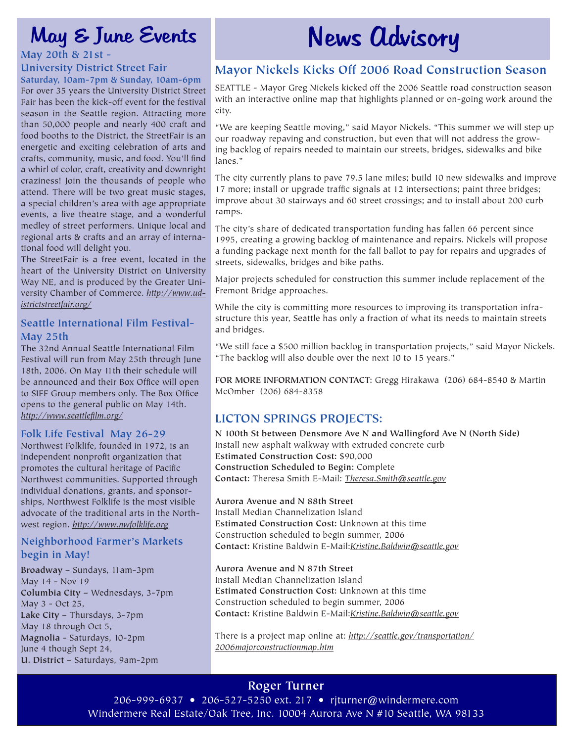# May & June Events

### May 20th & 21st - University District Street Fair

**Saturday, 10am-7pm & Sunday, 10am-6pm**

For over 35 years the University District Street Fair has been the kick-off event for the festival season in the Seattle region. Attracting more than 50,000 people and nearly 400 craft and food booths to the District, the StreetFair is an energetic and exciting celebration of arts and crafts, community, music, and food. You'll find a whirl of color, craft, creativity and downright craziness! Join the thousands of people who attend. There will be two great music stages, a special children's area with age appropriate events, a live theatre stage, and a wonderful medley of street performers. Unique local and regional arts & crafts and an array of international food will delight you.

The StreetFair is a free event, located in the heart of the University District on University Way NE, and is produced by the Greater University Chamber of Commerce. *http://www.udistrictstreetfair.org/*

### Seattle International Film Festival- May 25th

The 32nd Annual Seattle International Film Festival will run from May 25th through June 18th, 2006. On May 11th their schedule will be announced and their Box Office will open to SIFF Group members only. The Box Office opens to the general public on May 14th. *http://www.seattlefilm.org/*

### Folk Life Festival May 26-29

Northwest Folklife, founded in 1972, is an independent nonprofit organization that promotes the cultural heritage of Pacific Northwest communities. Supported through individual donations, grants, and sponsorships, Northwest Folklife is the most visible advocate of the traditional arts in the Northwest region. *http://www.nwfolklife.org*

### Neighborhood Farmer's Markets begin in May!

**Broadway** – Sundays, 11am-3pm
May 14 - Nov 19
**Columbia City** – Wednesdays, 3-7pm
May 3 - Oct 25,
**Lake City** – Thursdays, 3-7pm
May 18 through Oct 5,
**Magnolia** - Saturdays, 10-2pm
June 4 though Sept 24,
**U. District** – Saturdays, 9am-2pm

# News Advisory

## Mayor Nickels Kicks Off 2006 Road Construction Season

SEATTLE - Mayor Greg Nickels kicked off the 2006 Seattle road construction season with an interactive online map that highlights planned or on-going work around the city.

"We are keeping Seattle moving," said Mayor Nickels. "This summer we will step up our roadway repaving and construction, but even that will not address the growing backlog of repairs needed to maintain our streets, bridges, sidewalks and bike lanes."

The city currently plans to pave 79.5 lane miles; build 10 new sidewalks and improve 17 more; install or upgrade traffic signals at 12 intersections; paint three bridges; improve about 30 stairways and 60 street crossings; and to install about 200 curb ramps.

The city's share of dedicated transportation funding has fallen 66 percent since 1995, creating a growing backlog of maintenance and repairs. Nickels will propose a funding package next month for the fall ballot to pay for repairs and upgrades of streets, sidewalks, bridges and bike paths.

Major projects scheduled for construction this summer include replacement of the Fremont Bridge approaches.

While the city is committing more resources to improving its transportation infrastructure this year, Seattle has only a fraction of what its needs to maintain streets and bridges.

"We still face a $500 million backlog in transportation projects," said Mayor Nickels. "The backlog will also double over the next 10 to 15 years."

**FOR MORE INFORMATION CONTACT:** Gregg Hirakawa (206) 684-8540 & Martin McOmber (206) 684-8358

## LICTON SPRINGS PROJECTS:

**N 100th St between Densmore Ave N and Wallingford Ave N (North Side)**
Install new asphalt walkway with extruded concrete curb
**Estimated Construction Cost:** $90,000
**Construction Scheduled to Begin:** Complete
**Contact:** Theresa Smith E-Mail: *Theresa.Smith@seattle.gov*

**Aurora Avenue and N 88th Street**
Install Median Channelization Island
**Estimated Construction Cost:** Unknown at this time
Construction scheduled to begin summer, 2006
**Contact:** Kristine Baldwin E-Mail:*Kristine.Baldwin@seattle.gov*

**Aurora Avenue and N 87th Street**
Install Median Channelization Island
**Estimated Construction Cost:** Unknown at this time
Construction scheduled to begin summer, 2006
**Contact:** Kristine Baldwin E-Mail:*Kristine.Baldwin@seattle.gov*

There is a project map online at: *http://seattle.gov/transportation/2006majorconstructionmap.htm*

**Roger Turner**
206-999-6937 • 206-527-5250 ext. 217 • rjturner@windermere.com
Windermere Real Estate/Oak Tree, Inc. 10004 Aurora Ave N #10 Seattle, WA 98133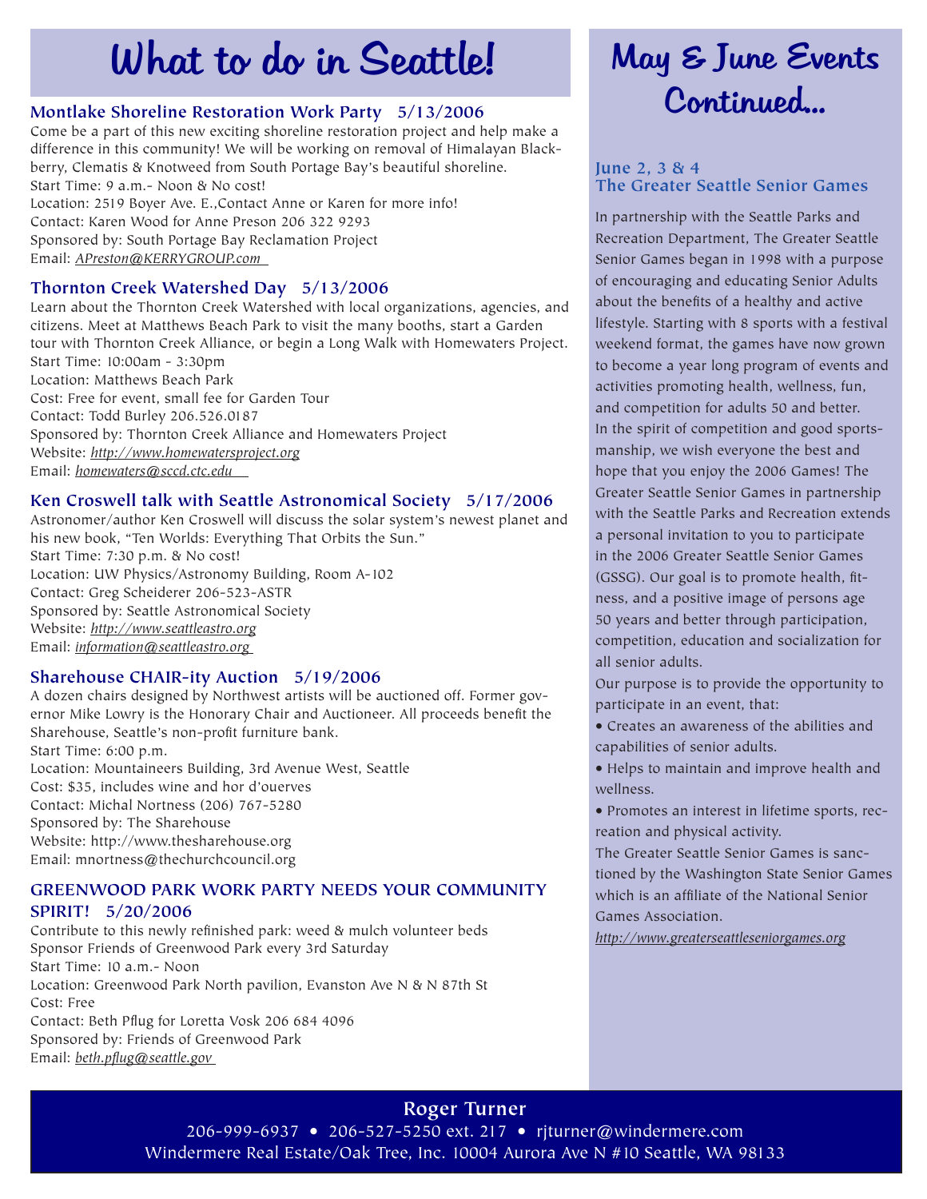# What to do in Seattle!

### Montlake Shoreline Restoration Work Party 5/13/2006

Come be a part of this new exciting shoreline restoration project and help make a difference in this community! We will be working on removal of Himalayan Blackberry, Clematis & Knotweed from South Portage Bay's beautiful shoreline.
Start Time: 9 a.m.- Noon & No cost!
Location: 2519 Boyer Ave. E.,Contact Anne or Karen for more info!
Contact: Karen Wood for Anne Preson 206 322 9293
Sponsored by: South Portage Bay Reclamation Project
Email: *APreston@KERRYGROUP.com*

### Thornton Creek Watershed Day 5/13/2006

Learn about the Thornton Creek Watershed with local organizations, agencies, and citizens. Meet at Matthews Beach Park to visit the many booths, start a Garden tour with Thornton Creek Alliance, or begin a Long Walk with Homewaters Project.
Start Time: 10:00am - 3:30pm
Location: Matthews Beach Park
Cost: Free for event, small fee for Garden Tour
Contact: Todd Burley 206.526.0187
Sponsored by: Thornton Creek Alliance and Homewaters Project
Website: *http://www.homewatersproject.org*
Email: *homewaters@sccd.ctc.edu*

### Ken Croswell talk with Seattle Astronomical Society 5/17/2006

Astronomer/author Ken Croswell will discuss the solar system's newest planet and his new book, "Ten Worlds: Everything That Orbits the Sun."
Start Time: 7:30 p.m. & No cost!
Location: UW Physics/Astronomy Building, Room A-102
Contact: Greg Scheiderer 206-523-ASTR
Sponsored by: Seattle Astronomical Society
Website: *http://www.seattleastro.org*
Email: *information@seattleastro.org*

### Sharehouse CHAIR-ity Auction 5/19/2006

A dozen chairs designed by Northwest artists will be auctioned off. Former governor Mike Lowry is the Honorary Chair and Auctioneer. All proceeds benefit the Sharehouse, Seattle's non-profit furniture bank.
Start Time: 6:00 p.m.
Location: Mountaineers Building, 3rd Avenue West, Seattle
Cost: $35, includes wine and hor d'ouerves
Contact: Michal Nortness (206) 767-5280
Sponsored by: The Sharehouse
Website: http://www.thesharehouse.org
Email: mnortness@thechurchcouncil.org

### GREENWOOD PARK WORK PARTY NEEDS YOUR COMMUNITY SPIRIT! 5/20/2006

Contribute to this newly refinished park: weed & mulch volunteer beds
Sponsor Friends of Greenwood Park every 3rd Saturday
Start Time: 10 a.m.- Noon
Location: Greenwood Park North pavilion, Evanston Ave N & N 87th St
Cost: Free
Contact: Beth Pflug for Loretta Vosk 206 684 4096
Sponsored by: Friends of Greenwood Park
Email: *beth.pflug@seattle.gov*

# May & June Events Continued...

### June 2, 3 & 4 The Greater Seattle Senior Games

In partnership with the Seattle Parks and Recreation Department, The Greater Seattle Senior Games began in 1998 with a purpose of encouraging and educating Senior Adults about the benefits of a healthy and active lifestyle. Starting with 8 sports with a festival weekend format, the games have now grown to become a year long program of events and activities promoting health, wellness, fun, and competition for adults 50 and better.
In the spirit of competition and good sportsmanship, we wish everyone the best and hope that you enjoy the 2006 Games! The Greater Seattle Senior Games in partnership with the Seattle Parks and Recreation extends a personal invitation to you to participate in the 2006 Greater Seattle Senior Games (GSSG). Our goal is to promote health, fitness, and a positive image of persons age 50 years and better through participation, competition, education and socialization for all senior adults.
Our purpose is to provide the opportunity to participate in an event, that:

- Creates an awareness of the abilities and capabilities of senior adults.
- Helps to maintain and improve health and wellness.
- Promotes an interest in lifetime sports, recreation and physical activity.

The Greater Seattle Senior Games is sanctioned by the Washington State Senior Games which is an affiliate of the National Senior Games Association.
*http://www.greaterseattleseniorgames.org*

**Roger Turner**
206-999-6937 • 206-527-5250 ext. 217 • rjturner@windermere.com
Windermere Real Estate/Oak Tree, Inc. 10004 Aurora Ave N #10 Seattle, WA 98133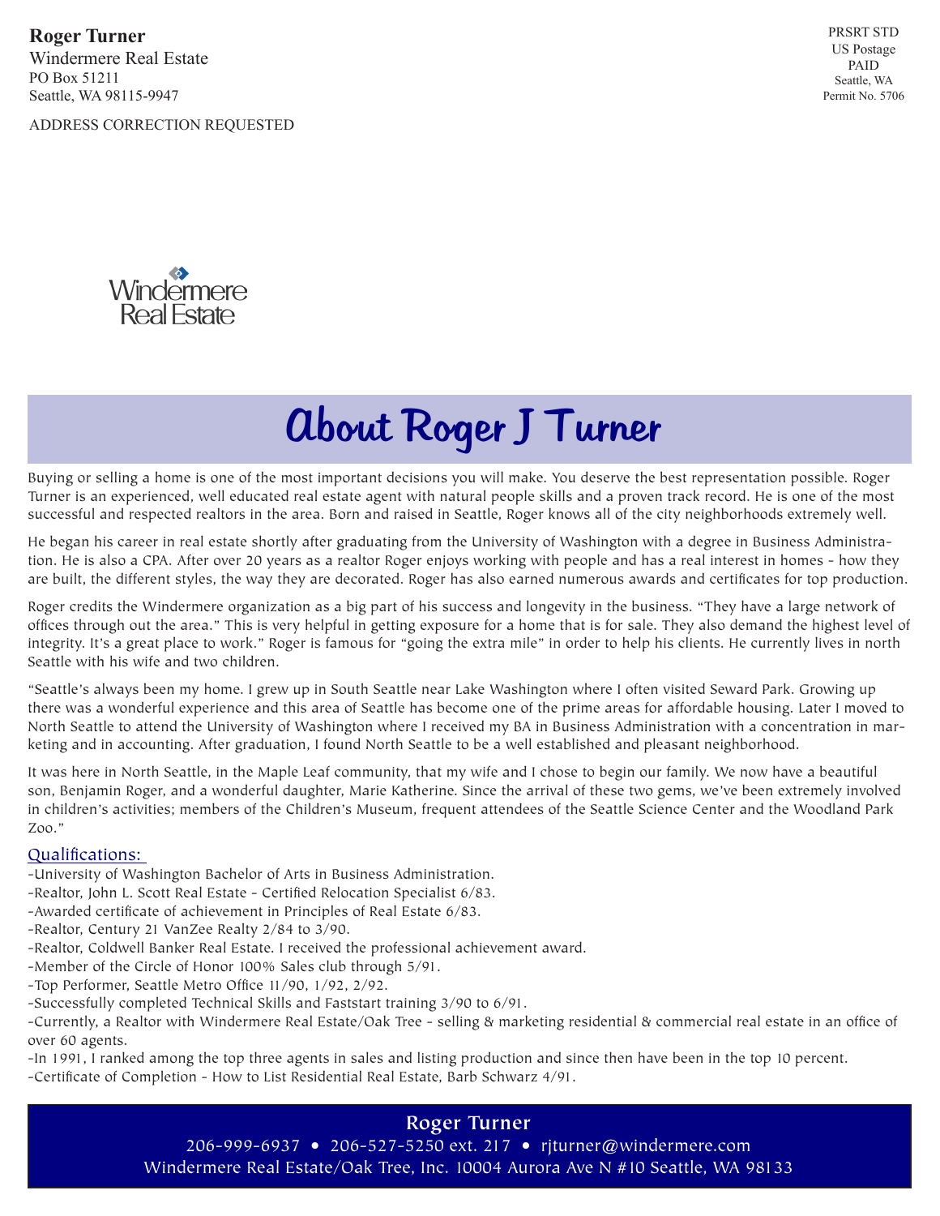**Roger Turner**
Windermere Real Estate
PO Box 51211
Seattle, WA 98115-9947

ADDRESS CORRECTION REQUESTED

PRSRT STD
US Postage
PAID
Seattle, WA
Permit No. 5706

Windermere
Real Estate

# About Roger J Turner

Buying or selling a home is one of the most important decisions you will make. You deserve the best representation possible. Roger Turner is an experienced, well educated real estate agent with natural people skills and a proven track record. He is one of the most successful and respected realtors in the area. Born and raised in Seattle, Roger knows all of the city neighborhoods extremely well.

He began his career in real estate shortly after graduating from the University of Washington with a degree in Business Administration. He is also a CPA. After over 20 years as a realtor Roger enjoys working with people and has a real interest in homes - how they are built, the different styles, the way they are decorated. Roger has also earned numerous awards and certificates for top production.

Roger credits the Windermere organization as a big part of his success and longevity in the business. "They have a large network of offices through out the area." This is very helpful in getting exposure for a home that is for sale. They also demand the highest level of integrity. It's a great place to work." Roger is famous for "going the extra mile" in order to help his clients. He currently lives in north Seattle with his wife and two children.

"Seattle's always been my home. I grew up in South Seattle near Lake Washington where I often visited Seward Park. Growing up there was a wonderful experience and this area of Seattle has become one of the prime areas for affordable housing. Later I moved to North Seattle to attend the University of Washington where I received my BA in Business Administration with a concentration in marketing and in accounting. After graduation, I found North Seattle to be a well established and pleasant neighborhood.

It was here in North Seattle, in the Maple Leaf community, that my wife and I chose to begin our family. We now have a beautiful son, Benjamin Roger, and a wonderful daughter, Marie Katherine. Since the arrival of these two gems, we've been extremely involved in children's activities; members of the Children's Museum, frequent attendees of the Seattle Science Center and the Woodland Park Zoo."

## Qualifications:

-University of Washington Bachelor of Arts in Business Administration.
-Realtor, John L. Scott Real Estate - Certified Relocation Specialist 6/83.
-Awarded certificate of achievement in Principles of Real Estate 6/83.
-Realtor, Century 21 VanZee Realty 2/84 to 3/90.
-Realtor, Coldwell Banker Real Estate. I received the professional achievement award.
-Member of the Circle of Honor 100% Sales club through 5/91.
-Top Performer, Seattle Metro Office 11/90, 1/92, 2/92.
-Successfully completed Technical Skills and Faststart training 3/90 to 6/91.
-Currently, a Realtor with Windermere Real Estate/Oak Tree - selling & marketing residential & commercial real estate in an office of over 60 agents.
-In 1991, I ranked among the top three agents in sales and listing production and since then have been in the top 10 percent.
-Certificate of Completion - How to List Residential Real Estate, Barb Schwarz 4/91.

**Roger Turner**
206-999-6937 • 206-527-5250 ext. 217 • rjturner@windermere.com
Windermere Real Estate/Oak Tree, Inc. 10004 Aurora Ave N #10 Seattle, WA 98133